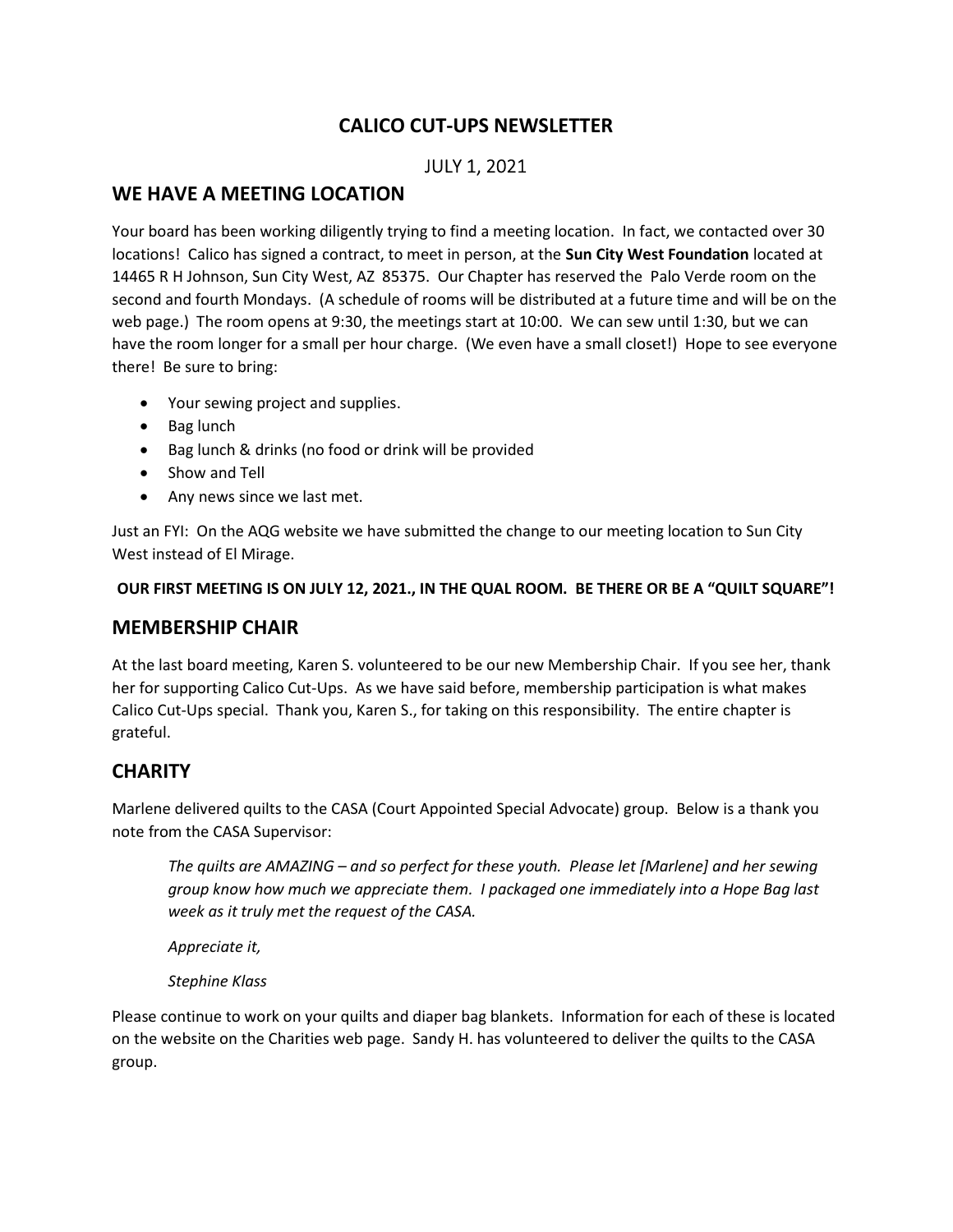# CALICO CUT-UPS NEWSLETTER

JULY 1, 2021

## WE HAVE A MEETING LOCATION

Your board has been working diligently trying to find a meeting location. In fact, we contacted over 30 locations! Calico has signed a contract, to meet in person, at the **Sun City West Foundation** located at 14465 R H Johnson, Sun City West, AZ 85375. Our Chapter has reserved the Palo Verde room on the second and fourth Mondays. (A schedule of rooms will be distributed at a future time and will be on the web page.) The room opens at 9:30, the meetings start at 10:00. We can sew until 1:30, but we can have the room longer for a small per hour charge. (We even have a small closet!) Hope to see everyone there! Be sure to bring:

- Your sewing project and supplies.
- Bag lunch
- Bag lunch & drinks (no food or drink will be provided
- Show and Tell
- Any news since we last met.

Just an FYI: On the AQG website we have submitted the change to our meeting location to Sun City West instead of El Mirage.

**OUR FIRST MEETING IS ON JULY 12, 2021., IN THE QUAL ROOM. BE THERE OR BE A "QUILT SQUARE"!**

## MEMBERSHIP CHAIR

At the last board meeting, Karen S. volunteered to be our new Membership Chair. If you see her, thank her for supporting Calico Cut-Ups. As we have said before, membership participation is what makes Calico Cut-Ups special. Thank you, Karen S., for taking on this responsibility. The entire chapter is grateful.

## CHARITY

Marlene delivered quilts to the CASA (Court Appointed Special Advocate) group. Below is a thank you note from the CASA Supervisor:

> *The quilts are AMAZING – and so perfect for these youth. Please let [Marlene] and her sewing group know how much we appreciate them. I packaged one immediately into a Hope Bag last week as it truly met the request of the CASA.*
>
> *Appreciate it,*
>
> *Stephine Klass*

Please continue to work on your quilts and diaper bag blankets. Information for each of these is located on the website on the Charities web page. Sandy H. has volunteered to deliver the quilts to the CASA group.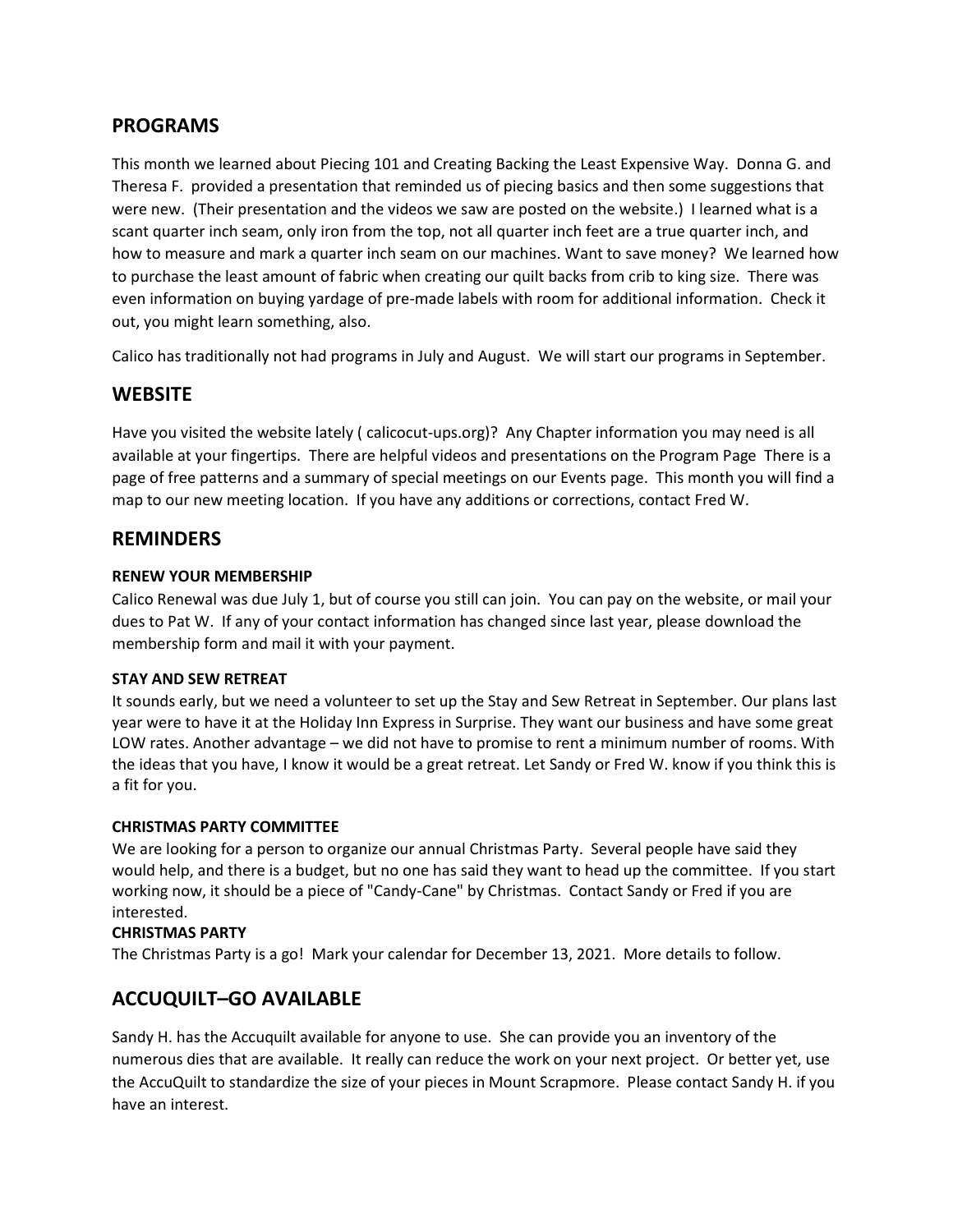## PROGRAMS

This month we learned about Piecing 101 and Creating Backing the Least Expensive Way. Donna G. and Theresa F. provided a presentation that reminded us of piecing basics and then some suggestions that were new. (Their presentation and the videos we saw are posted on the website.) I learned what is a scant quarter inch seam, only iron from the top, not all quarter inch feet are a true quarter inch, and how to measure and mark a quarter inch seam on our machines. Want to save money? We learned how to purchase the least amount of fabric when creating our quilt backs from crib to king size. There was even information on buying yardage of pre-made labels with room for additional information. Check it out, you might learn something, also.

Calico has traditionally not had programs in July and August. We will start our programs in September.

## WEBSITE

Have you visited the website lately ( calicocut-ups.org)? Any Chapter information you may need is all available at your fingertips. There are helpful videos and presentations on the Program Page There is a page of free patterns and a summary of special meetings on our Events page. This month you will find a map to our new meeting location. If you have any additions or corrections, contact Fred W.

## REMINDERS

**RENEW YOUR MEMBERSHIP**

Calico Renewal was due July 1, but of course you still can join. You can pay on the website, or mail your dues to Pat W. If any of your contact information has changed since last year, please download the membership form and mail it with your payment.

**STAY AND SEW RETREAT**

It sounds early, but we need a volunteer to set up the Stay and Sew Retreat in September. Our plans last year were to have it at the Holiday Inn Express in Surprise. They want our business and have some great LOW rates. Another advantage – we did not have to promise to rent a minimum number of rooms. With the ideas that you have, I know it would be a great retreat. Let Sandy or Fred W. know if you think this is a fit for you.

**CHRISTMAS PARTY COMMITTEE**

We are looking for a person to organize our annual Christmas Party. Several people have said they would help, and there is a budget, but no one has said they want to head up the committee. If you start working now, it should be a piece of "Candy-Cane" by Christmas. Contact Sandy or Fred if you are interested.

**CHRISTMAS PARTY**

The Christmas Party is a go! Mark your calendar for December 13, 2021. More details to follow.

## ACCUQUILT–GO AVAILABLE

Sandy H. has the Accuquilt available for anyone to use. She can provide you an inventory of the numerous dies that are available. It really can reduce the work on your next project. Or better yet, use the AccuQuilt to standardize the size of your pieces in Mount Scrapmore. Please contact Sandy H. if you have an interest.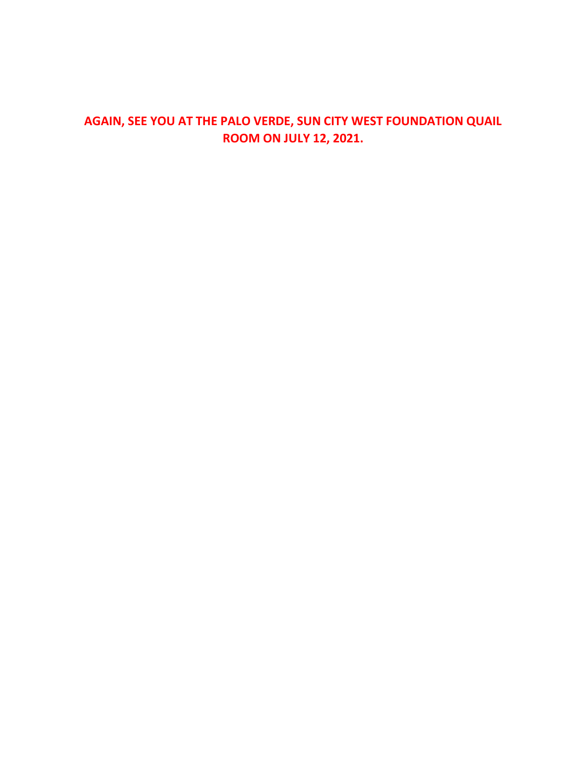**AGAIN, SEE YOU AT THE PALO VERDE, SUN CITY WEST FOUNDATION QUAIL ROOM ON JULY 12, 2021.**